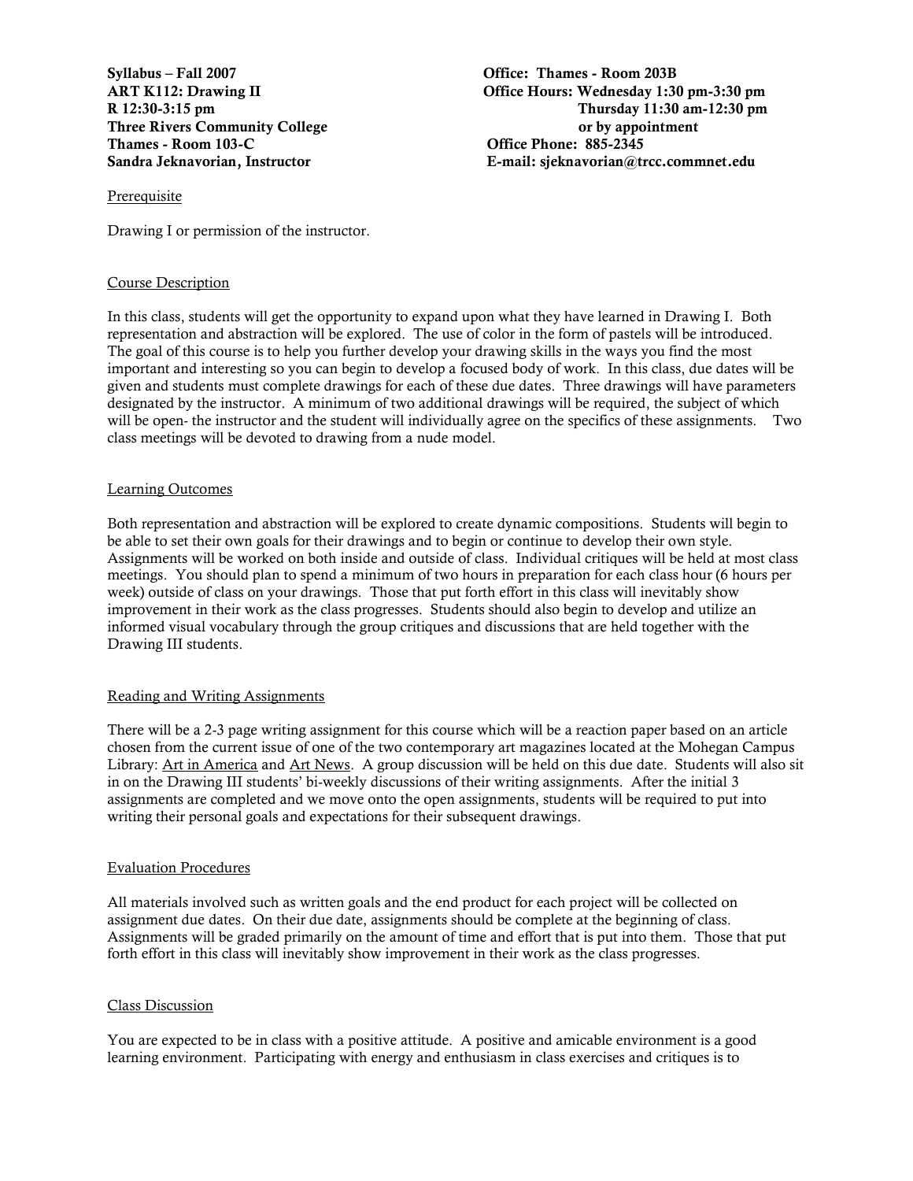**Syllabus – Fall 2007**
**ART K112: Drawing II**
**R 12:30-3:15 pm**
**Three Rivers Community College**
**Thames - Room 103-C**
**Sandra Jeknavorian, Instructor**

**Office: Thames - Room 203B**
**Office Hours: Wednesday 1:30 pm-3:30 pm**
**Thursday 11:30 am-12:30 pm**
**or by appointment**
**Office Phone: 885-2345**
**E-mail: sjeknavorian@trcc.commnet.edu**

<u>Prerequisite</u>

Drawing I or permission of the instructor.

<u>Course Description</u>

In this class, students will get the opportunity to expand upon what they have learned in Drawing I. Both representation and abstraction will be explored. The use of color in the form of pastels will be introduced. The goal of this course is to help you further develop your drawing skills in the ways you find the most important and interesting so you can begin to develop a focused body of work. In this class, due dates will be given and students must complete drawings for each of these due dates. Three drawings will have parameters designated by the instructor. A minimum of two additional drawings will be required, the subject of which will be open- the instructor and the student will individually agree on the specifics of these assignments. Two class meetings will be devoted to drawing from a nude model.

<u>Learning Outcomes</u>

Both representation and abstraction will be explored to create dynamic compositions. Students will begin to be able to set their own goals for their drawings and to begin or continue to develop their own style. Assignments will be worked on both inside and outside of class. Individual critiques will be held at most class meetings. You should plan to spend a minimum of two hours in preparation for each class hour (6 hours per week) outside of class on your drawings. Those that put forth effort in this class will inevitably show improvement in their work as the class progresses. Students should also begin to develop and utilize an informed visual vocabulary through the group critiques and discussions that are held together with the Drawing III students.

<u>Reading and Writing Assignments</u>

There will be a 2-3 page writing assignment for this course which will be a reaction paper based on an article chosen from the current issue of one of the two contemporary art magazines located at the Mohegan Campus Library: <u>Art in America</u> and <u>Art News</u>. A group discussion will be held on this due date. Students will also sit in on the Drawing III students' bi-weekly discussions of their writing assignments. After the initial 3 assignments are completed and we move onto the open assignments, students will be required to put into writing their personal goals and expectations for their subsequent drawings.

<u>Evaluation Procedures</u>

All materials involved such as written goals and the end product for each project will be collected on assignment due dates. On their due date, assignments should be complete at the beginning of class. Assignments will be graded primarily on the amount of time and effort that is put into them. Those that put forth effort in this class will inevitably show improvement in their work as the class progresses.

<u>Class Discussion</u>

You are expected to be in class with a positive attitude. A positive and amicable environment is a good learning environment. Participating with energy and enthusiasm in class exercises and critiques is to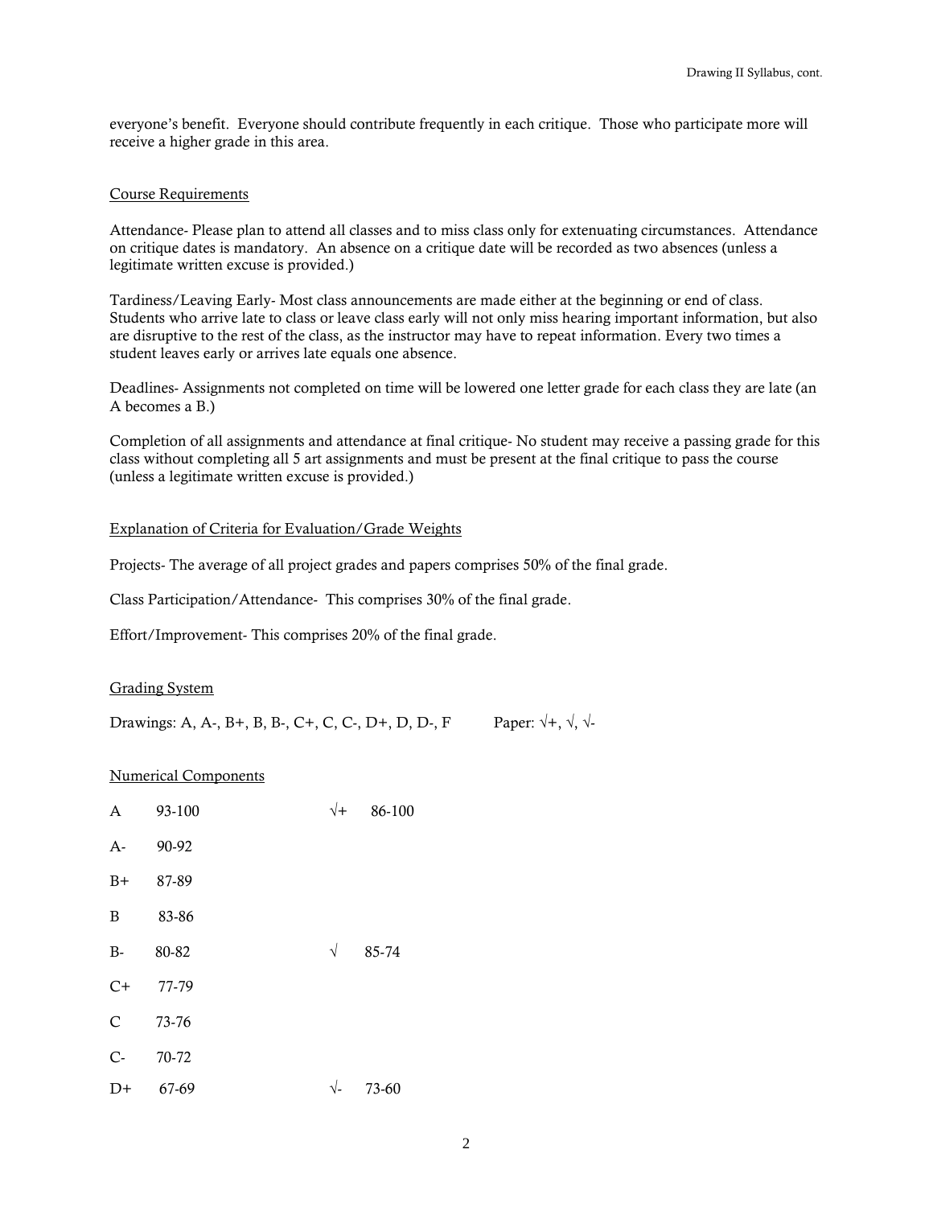everyone's benefit. Everyone should contribute frequently in each critique. Those who participate more will receive a higher grade in this area.

## Course Requirements

Attendance- Please plan to attend all classes and to miss class only for extenuating circumstances. Attendance on critique dates is mandatory. An absence on a critique date will be recorded as two absences (unless a legitimate written excuse is provided.)

Tardiness/Leaving Early- Most class announcements are made either at the beginning or end of class. Students who arrive late to class or leave class early will not only miss hearing important information, but also are disruptive to the rest of the class, as the instructor may have to repeat information. Every two times a student leaves early or arrives late equals one absence.

Deadlines- Assignments not completed on time will be lowered one letter grade for each class they are late (an A becomes a B.)

Completion of all assignments and attendance at final critique- No student may receive a passing grade for this class without completing all 5 art assignments and must be present at the final critique to pass the course (unless a legitimate written excuse is provided.)

## Explanation of Criteria for Evaluation/Grade Weights

Projects- The average of all project grades and papers comprises 50% of the final grade.

Class Participation/Attendance- This comprises 30% of the final grade.

Effort/Improvement- This comprises 20% of the final grade.

## Grading System

Drawings: A, A-, B+, B, B-, C+, C, C-, D+, D, D-, F     Paper: √+, √, √-

## Numerical Components

| Drawing Grade | Range | Paper Grade | Range |
|---|---|---|---|
| A | 93-100 | √+ | 86-100 |
| A- | 90-92 | | |
| B+ | 87-89 | | |
| B | 83-86 | | |
| B- | 80-82 | √ | 85-74 |
| C+ | 77-79 | | |
| C | 73-76 | | |
| C- | 70-72 | | |
| D+ | 67-69 | √- | 73-60 |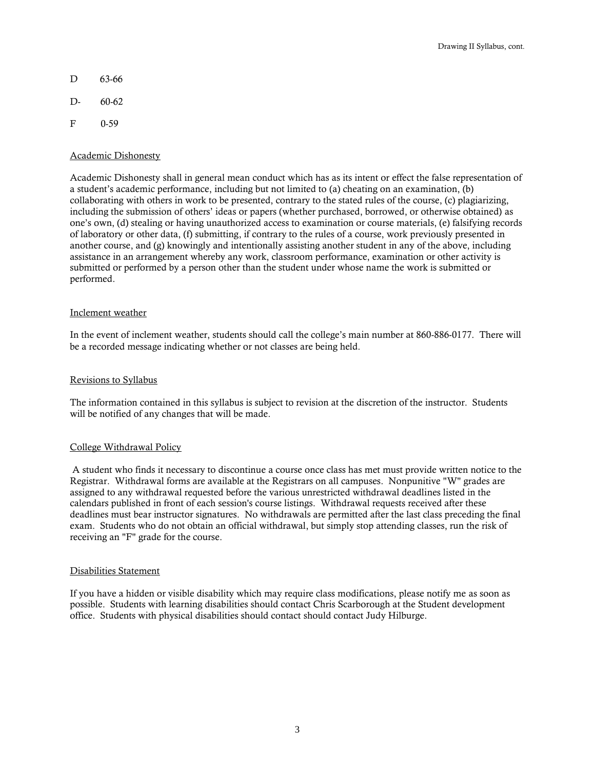D 63-66

D- 60-62

F 0-59

Academic Dishonesty

Academic Dishonesty shall in general mean conduct which has as its intent or effect the false representation of a student's academic performance, including but not limited to (a) cheating on an examination, (b) collaborating with others in work to be presented, contrary to the stated rules of the course, (c) plagiarizing, including the submission of others' ideas or papers (whether purchased, borrowed, or otherwise obtained) as one's own, (d) stealing or having unauthorized access to examination or course materials, (e) falsifying records of laboratory or other data, (f) submitting, if contrary to the rules of a course, work previously presented in another course, and (g) knowingly and intentionally assisting another student in any of the above, including assistance in an arrangement whereby any work, classroom performance, examination or other activity is submitted or performed by a person other than the student under whose name the work is submitted or performed.

Inclement weather

In the event of inclement weather, students should call the college's main number at 860-886-0177. There will be a recorded message indicating whether or not classes are being held.

Revisions to Syllabus

The information contained in this syllabus is subject to revision at the discretion of the instructor. Students will be notified of any changes that will be made.

College Withdrawal Policy

A student who finds it necessary to discontinue a course once class has met must provide written notice to the Registrar. Withdrawal forms are available at the Registrars on all campuses. Nonpunitive "W" grades are assigned to any withdrawal requested before the various unrestricted withdrawal deadlines listed in the calendars published in front of each session's course listings. Withdrawal requests received after these deadlines must bear instructor signatures. No withdrawals are permitted after the last class preceding the final exam. Students who do not obtain an official withdrawal, but simply stop attending classes, run the risk of receiving an "F" grade for the course.

Disabilities Statement

If you have a hidden or visible disability which may require class modifications, please notify me as soon as possible. Students with learning disabilities should contact Chris Scarborough at the Student development office. Students with physical disabilities should contact should contact Judy Hilburge.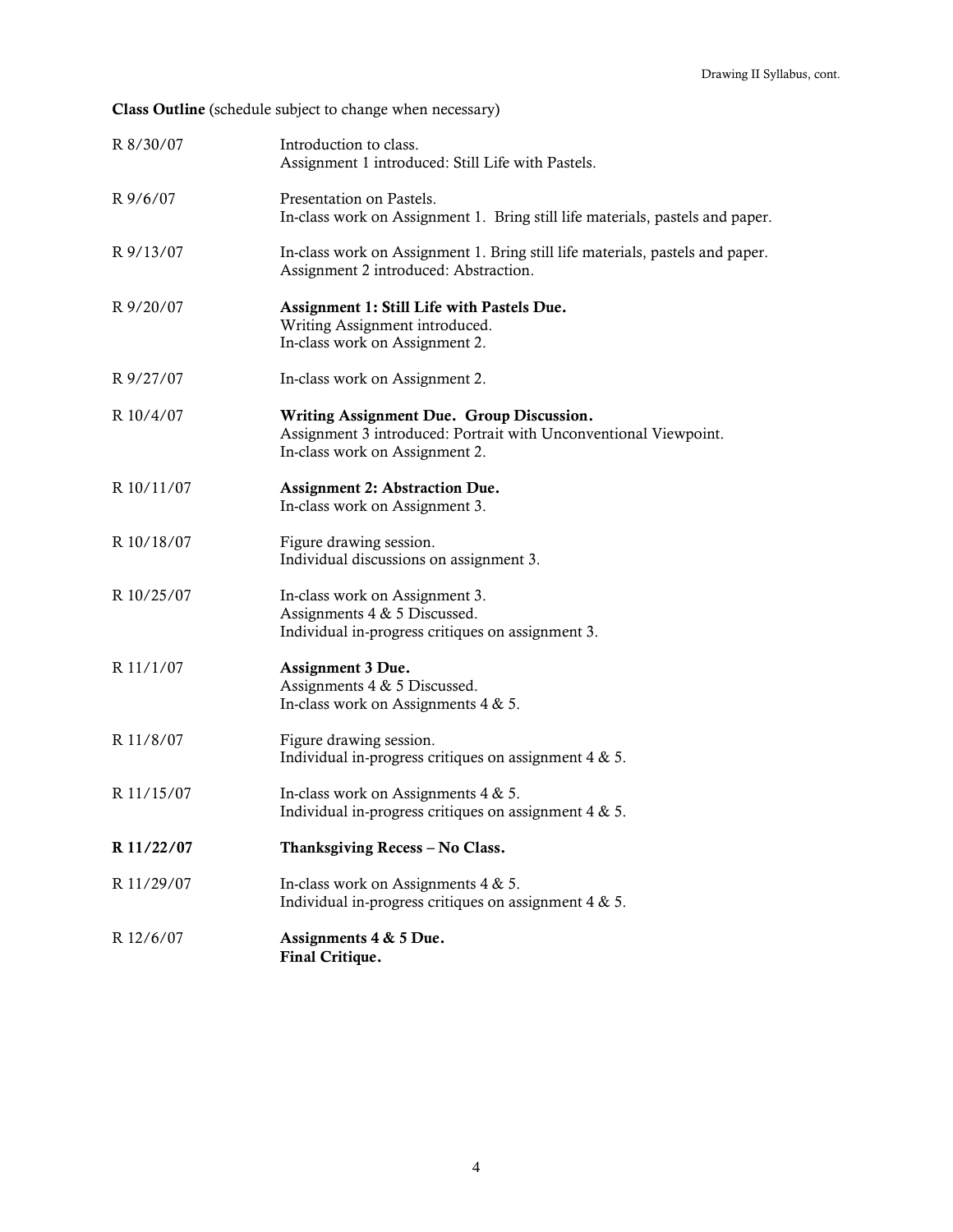**Class Outline** (schedule subject to change when necessary)

| | |
|---|---|
| R 8/30/07 | Introduction to class.<br>Assignment 1 introduced: Still Life with Pastels. |
| R 9/6/07 | Presentation on Pastels.<br>In-class work on Assignment 1. Bring still life materials, pastels and paper. |
| R 9/13/07 | In-class work on Assignment 1. Bring still life materials, pastels and paper.<br>Assignment 2 introduced: Abstraction. |
| R 9/20/07 | **Assignment 1: Still Life with Pastels Due.**<br>Writing Assignment introduced.<br>In-class work on Assignment 2. |
| R 9/27/07 | In-class work on Assignment 2. |
| R 10/4/07 | **Writing Assignment Due. Group Discussion.**<br>Assignment 3 introduced: Portrait with Unconventional Viewpoint.<br>In-class work on Assignment 2. |
| R 10/11/07 | **Assignment 2: Abstraction Due.**<br>In-class work on Assignment 3. |
| R 10/18/07 | Figure drawing session.<br>Individual discussions on assignment 3. |
| R 10/25/07 | In-class work on Assignment 3.<br>Assignments 4 & 5 Discussed.<br>Individual in-progress critiques on assignment 3. |
| R 11/1/07 | **Assignment 3 Due.**<br>Assignments 4 & 5 Discussed.<br>In-class work on Assignments 4 & 5. |
| R 11/8/07 | Figure drawing session.<br>Individual in-progress critiques on assignment 4 & 5. |
| R 11/15/07 | In-class work on Assignments 4 & 5.<br>Individual in-progress critiques on assignment 4 & 5. |
| **R 11/22/07** | **Thanksgiving Recess – No Class.** |
| R 11/29/07 | In-class work on Assignments 4 & 5.<br>Individual in-progress critiques on assignment 4 & 5. |
| R 12/6/07 | **Assignments 4 & 5 Due.**<br>**Final Critique.** |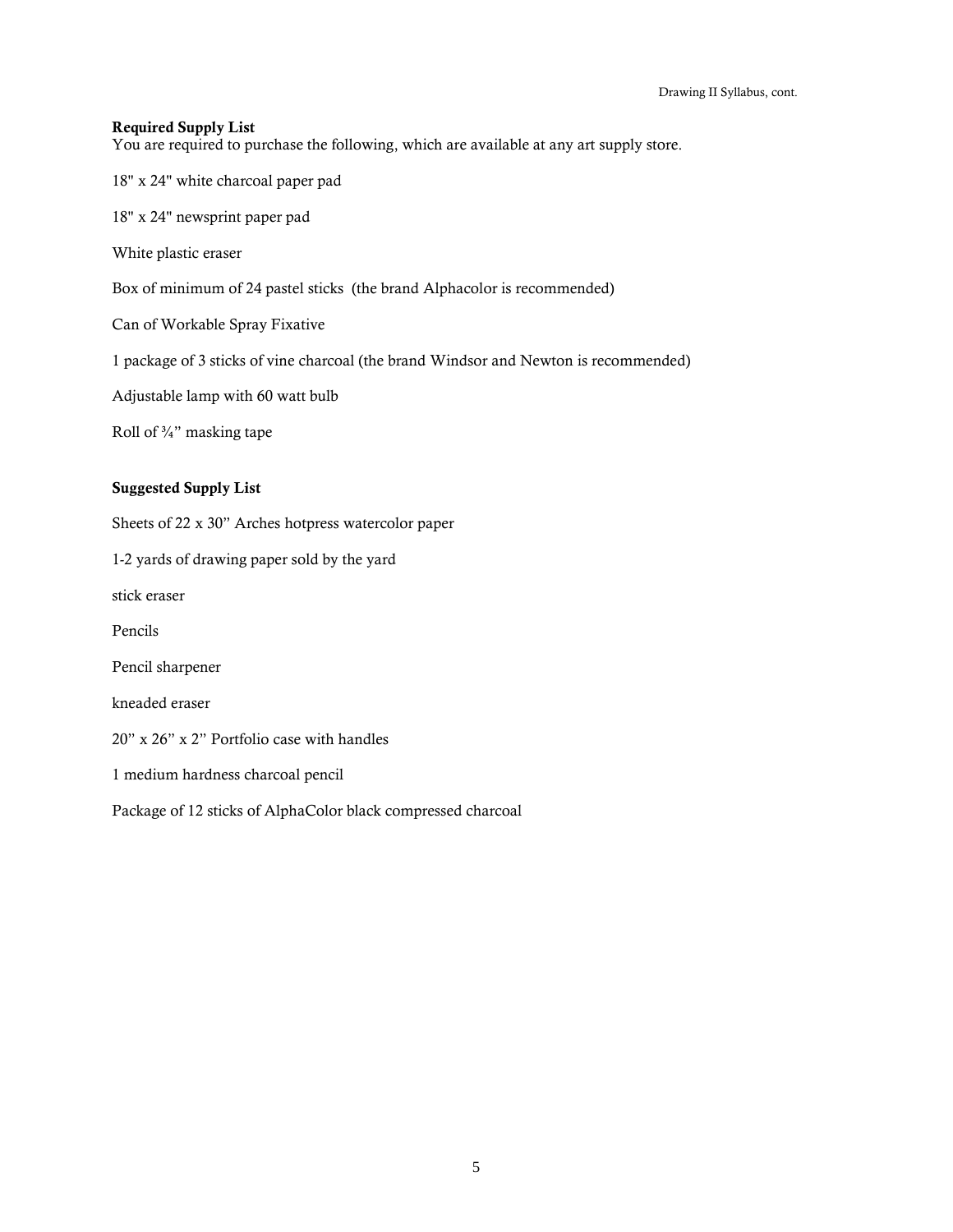**Required Supply List**

You are required to purchase the following, which are available at any art supply store.

18" x 24" white charcoal paper pad

18" x 24" newsprint paper pad

White plastic eraser

Box of minimum of 24 pastel sticks (the brand Alphacolor is recommended)

Can of Workable Spray Fixative

1 package of 3 sticks of vine charcoal (the brand Windsor and Newton is recommended)

Adjustable lamp with 60 watt bulb

Roll of ¾" masking tape

**Suggested Supply List**

Sheets of 22 x 30" Arches hotpress watercolor paper

1-2 yards of drawing paper sold by the yard

stick eraser

Pencils

Pencil sharpener

kneaded eraser

20" x 26" x 2" Portfolio case with handles

1 medium hardness charcoal pencil

Package of 12 sticks of AlphaColor black compressed charcoal